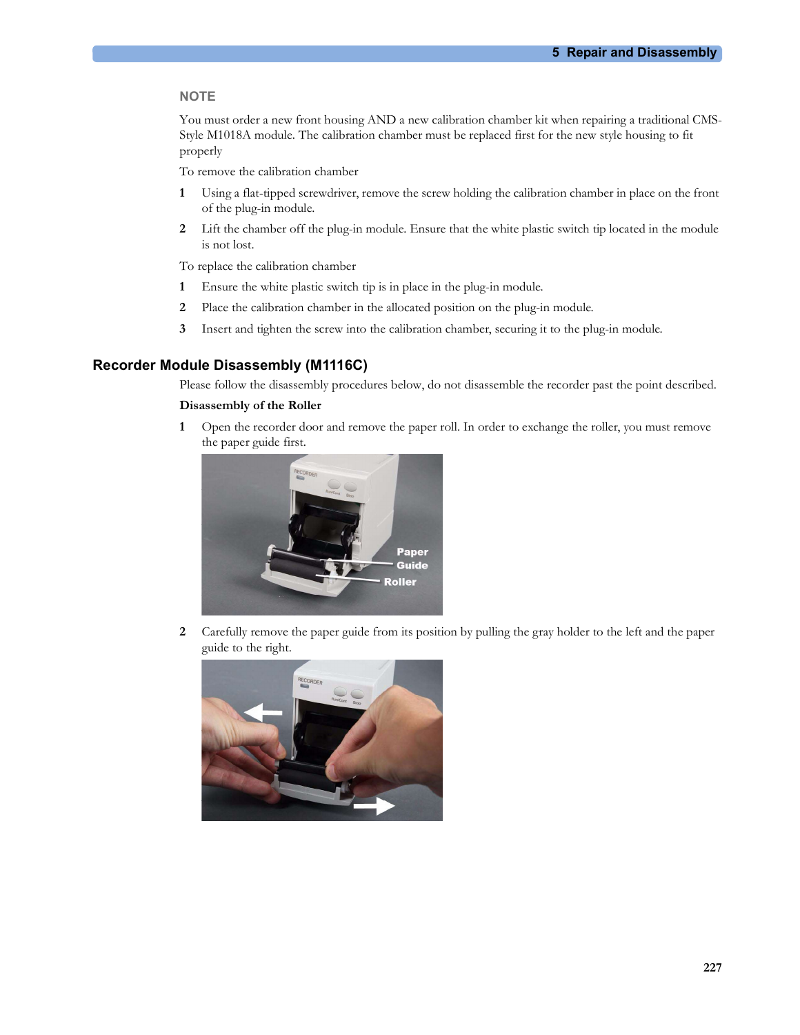**NOTE**

You must order a new front housing AND a new calibration chamber kit when repairing a traditional CMS-Style M1018A module. The calibration chamber must be replaced first for the new style housing to fit properly

To remove the calibration chamber

1. Using a flat-tipped screwdriver, remove the screw holding the calibration chamber in place on the front of the plug-in module.
2. Lift the chamber off the plug-in module. Ensure that the white plastic switch tip located in the module is not lost.

To replace the calibration chamber

1. Ensure the white plastic switch tip is in place in the plug-in module.
2. Place the calibration chamber in the allocated position on the plug-in module.
3. Insert and tighten the screw into the calibration chamber, securing it to the plug-in module.

## Recorder Module Disassembly (M1116C)

Please follow the disassembly procedures below, do not disassemble the recorder past the point described.

**Disassembly of the Roller**

1. Open the recorder door and remove the paper roll. In order to exchange the roller, you must remove the paper guide first.

2. Carefully remove the paper guide from its position by pulling the gray holder to the left and the paper guide to the right.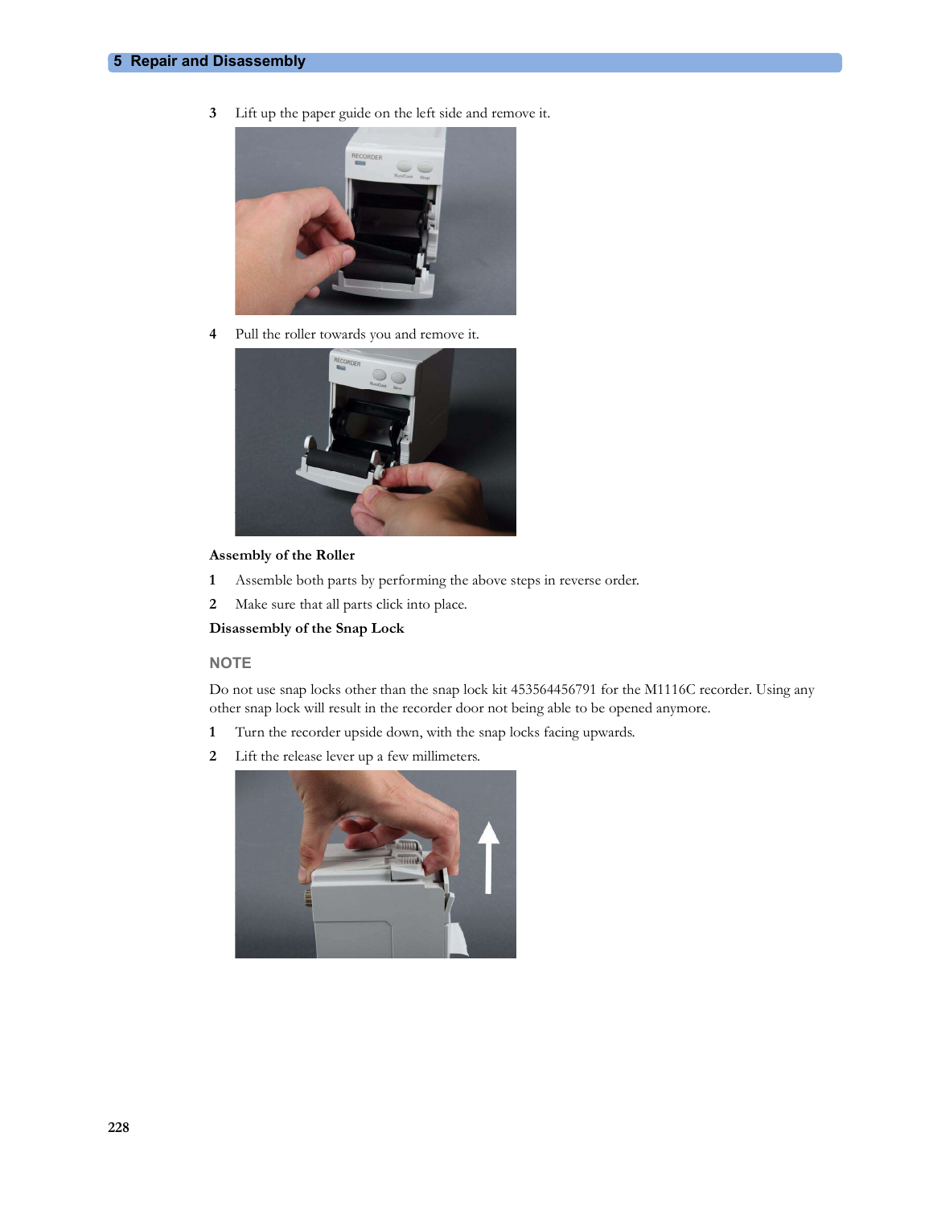3 Lift up the paper guide on the left side and remove it.

4 Pull the roller towards you and remove it.

**Assembly of the Roller**

1 Assemble both parts by performing the above steps in reverse order.

2 Make sure that all parts click into place.

**Disassembly of the Snap Lock**

### NOTE

Do not use snap locks other than the snap lock kit 453564456791 for the M1116C recorder. Using any other snap lock will result in the recorder door not being able to be opened anymore.

1 Turn the recorder upside down, with the snap locks facing upwards.

2 Lift the release lever up a few millimeters.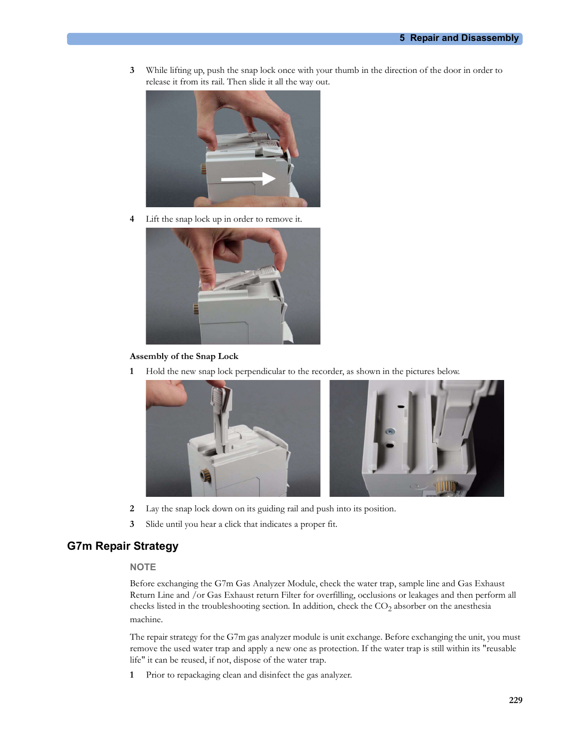3 While lifting up, push the snap lock once with your thumb in the direction of the door in order to release it from its rail. Then slide it all the way out.

4 Lift the snap lock up in order to remove it.

**Assembly of the Snap Lock**

1 Hold the new snap lock perpendicular to the recorder, as shown in the pictures below.

2 Lay the snap lock down on its guiding rail and push into its position.

3 Slide until you hear a click that indicates a proper fit.

## G7m Repair Strategy

**NOTE**

Before exchanging the G7m Gas Analyzer Module, check the water trap, sample line and Gas Exhaust Return Line and /or Gas Exhaust return Filter for overfilling, occlusions or leakages and then perform all checks listed in the troubleshooting section. In addition, check the $CO_2$ absorber on the anesthesia machine.

The repair strategy for the G7m gas analyzer module is unit exchange. Before exchanging the unit, you must remove the used water trap and apply a new one as protection. If the water trap is still within its "reusable life" it can be reused, if not, dispose of the water trap.

1 Prior to repackaging clean and disinfect the gas analyzer.